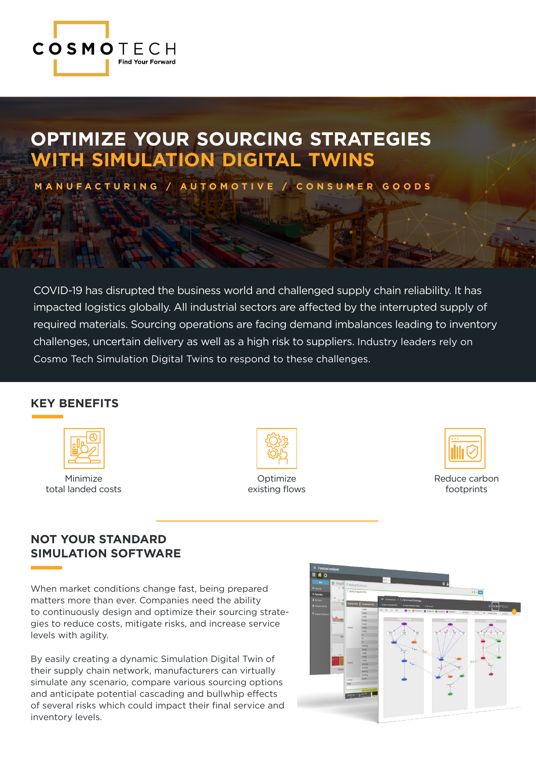COSMOTECH

Find Your Forward

# OPTIMIZE YOUR SOURCING STRATEGIES WITH SIMULATION DIGITAL TWINS

MANUFACTURING / AUTOMOTIVE / CONSUMER GOODS

COVID-19 has disrupted the business world and challenged supply chain reliability. It has impacted logistics globally. All industrial sectors are affected by the interrupted supply of required materials. Sourcing operations are facing demand imbalances leading to inventory challenges, uncertain delivery as well as a high risk to suppliers. Industry leaders rely on Cosmo Tech Simulation Digital Twins to respond to these challenges.

## KEY BENEFITS

- Minimize total landed costs
- Optimize existing flows
- Reduce carbon footprints

## NOT YOUR STANDARD SIMULATION SOFTWARE

When market conditions change fast, being prepared matters more than ever. Companies need the ability to continuously design and optimize their sourcing strategies to reduce costs, mitigate risks, and increase service levels with agility.

By easily creating a dynamic Simulation Digital Twin of their supply chain network, manufacturers can virtually simulate any scenario, compare various sourcing options and anticipate potential cascading and bullwhip effects of several risks which could impact their final service and inventory levels.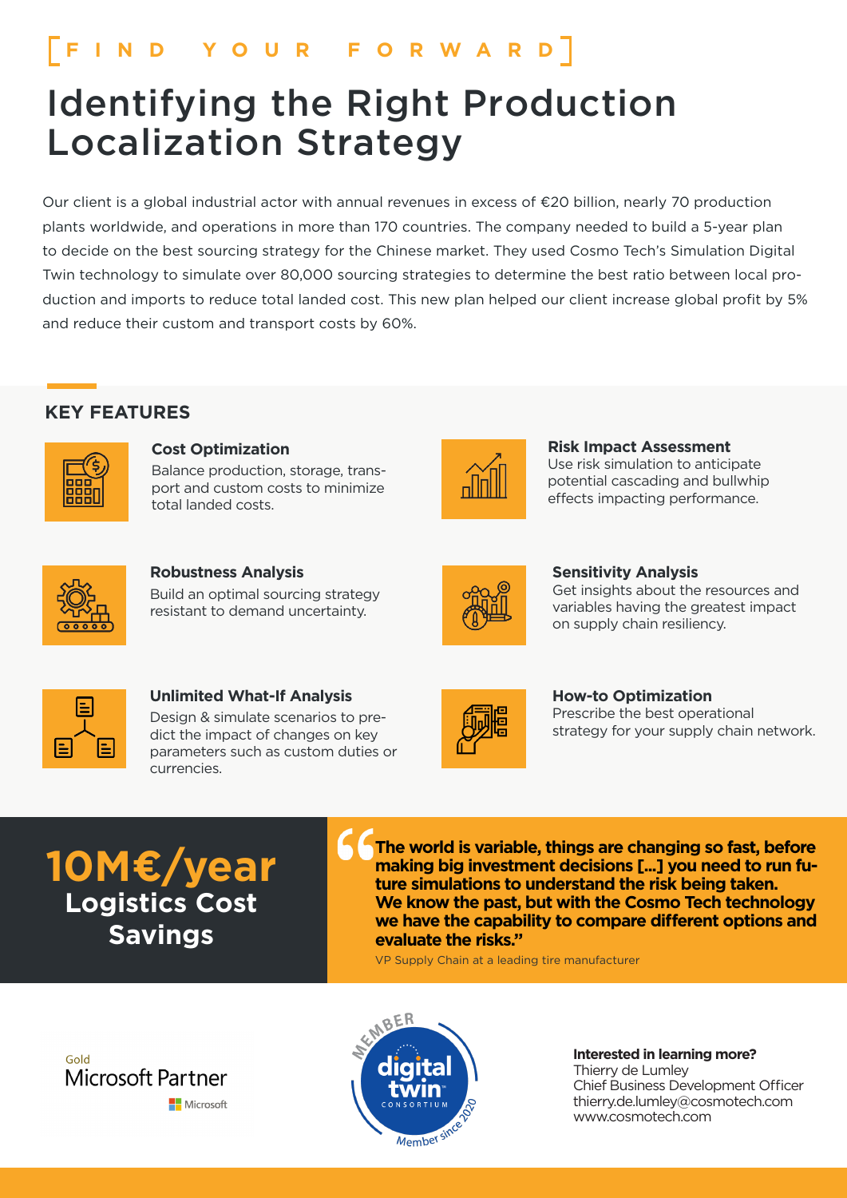[FIND YOUR FORWARD]

# Identifying the Right Production Localization Strategy

Our client is a global industrial actor with annual revenues in excess of €20 billion, nearly 70 production plants worldwide, and operations in more than 170 countries. The company needed to build a 5-year plan to decide on the best sourcing strategy for the Chinese market. They used Cosmo Tech's Simulation Digital Twin technology to simulate over 80,000 sourcing strategies to determine the best ratio between local production and imports to reduce total landed cost. This new plan helped our client increase global profit by 5% and reduce their custom and transport costs by 60%.

## KEY FEATURES

### Cost Optimization
Balance production, storage, transport and custom costs to minimize total landed costs.

### Risk Impact Assessment
Use risk simulation to anticipate potential cascading and bullwhip effects impacting performance.

### Robustness Analysis
Build an optimal sourcing strategy resistant to demand uncertainty.

### Sensitivity Analysis
Get insights about the resources and variables having the greatest impact on supply chain resiliency.

### Unlimited What-If Analysis
Design & simulate scenarios to predict the impact of changes on key parameters such as custom duties or currencies.

### How-to Optimization
Prescribe the best operational strategy for your supply chain network.

**10M€/year**
**Logistics Cost Savings**

> **"The world is variable, things are changing so fast, before making big investment decisions [...] you need to run future simulations to understand the risk being taken. We know the past, but with the Cosmo Tech technology we have the capability to compare different options and evaluate the risks."**
>
> VP Supply Chain at a leading tire manufacturer

Gold Microsoft Partner
Microsoft

MEMBER digital twin CONSORTIUM Member since 2020

**Interested in learning more?**
Thierry de Lumley
Chief Business Development Officer
thierry.de.lumley@cosmotech.com
www.cosmotech.com